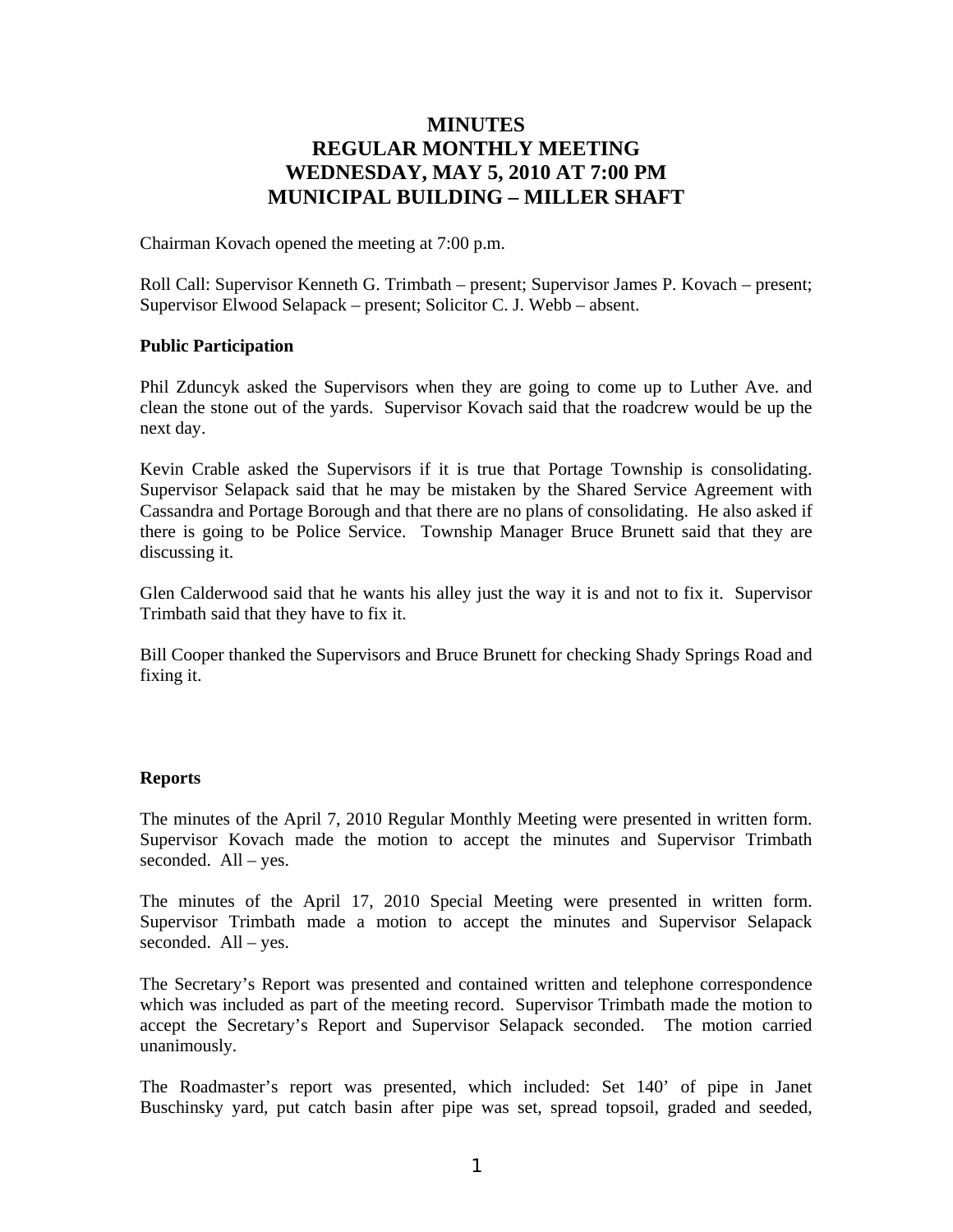# MINUTES
# REGULAR MONTHLY MEETING
# WEDNESDAY, MAY 5, 2010 AT 7:00 PM
# MUNICIPAL BUILDING – MILLER SHAFT

Chairman Kovach opened the meeting at 7:00 p.m.

Roll Call: Supervisor Kenneth G. Trimbath – present; Supervisor James P. Kovach – present; Supervisor Elwood Selapack – present; Solicitor C. J. Webb – absent.

**Public Participation**

Phil Zduncyk asked the Supervisors when they are going to come up to Luther Ave. and clean the stone out of the yards. Supervisor Kovach said that the roadcrew would be up the next day.

Kevin Crable asked the Supervisors if it is true that Portage Township is consolidating. Supervisor Selapack said that he may be mistaken by the Shared Service Agreement with Cassandra and Portage Borough and that there are no plans of consolidating. He also asked if there is going to be Police Service. Township Manager Bruce Brunett said that they are discussing it.

Glen Calderwood said that he wants his alley just the way it is and not to fix it. Supervisor Trimbath said that they have to fix it.

Bill Cooper thanked the Supervisors and Bruce Brunett for checking Shady Springs Road and fixing it.

**Reports**

The minutes of the April 7, 2010 Regular Monthly Meeting were presented in written form. Supervisor Kovach made the motion to accept the minutes and Supervisor Trimbath seconded. All – yes.

The minutes of the April 17, 2010 Special Meeting were presented in written form. Supervisor Trimbath made a motion to accept the minutes and Supervisor Selapack seconded. All – yes.

The Secretary's Report was presented and contained written and telephone correspondence which was included as part of the meeting record. Supervisor Trimbath made the motion to accept the Secretary's Report and Supervisor Selapack seconded. The motion carried unanimously.

The Roadmaster's report was presented, which included: Set 140' of pipe in Janet Buschinsky yard, put catch basin after pipe was set, spread topsoil, graded and seeded,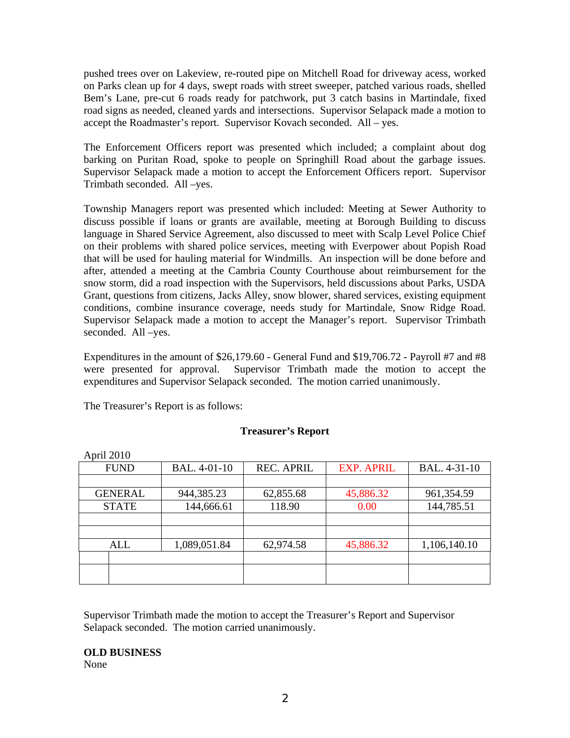pushed trees over on Lakeview, re-routed pipe on Mitchell Road for driveway acess, worked on Parks clean up for 4 days, swept roads with street sweeper, patched various roads, shelled Bem's Lane, pre-cut 6 roads ready for patchwork, put 3 catch basins in Martindale, fixed road signs as needed, cleaned yards and intersections. Supervisor Selapack made a motion to accept the Roadmaster's report. Supervisor Kovach seconded. All – yes.

The Enforcement Officers report was presented which included; a complaint about dog barking on Puritan Road, spoke to people on Springhill Road about the garbage issues. Supervisor Selapack made a motion to accept the Enforcement Officers report. Supervisor Trimbath seconded. All –yes.

Township Managers report was presented which included: Meeting at Sewer Authority to discuss possible if loans or grants are available, meeting at Borough Building to discuss language in Shared Service Agreement, also discussed to meet with Scalp Level Police Chief on their problems with shared police services, meeting with Everpower about Popish Road that will be used for hauling material for Windmills. An inspection will be done before and after, attended a meeting at the Cambria County Courthouse about reimbursement for the snow storm, did a road inspection with the Supervisors, held discussions about Parks, USDA Grant, questions from citizens, Jacks Alley, snow blower, shared services, existing equipment conditions, combine insurance coverage, needs study for Martindale, Snow Ridge Road. Supervisor Selapack made a motion to accept the Manager's report. Supervisor Trimbath seconded. All –yes.

Expenditures in the amount of $26,179.60 - General Fund and $19,706.72 - Payroll #7 and #8 were presented for approval. Supervisor Trimbath made the motion to accept the expenditures and Supervisor Selapack seconded. The motion carried unanimously.

The Treasurer's Report is as follows:

**Treasurer's Report**

April 2010

| FUND | BAL. 4-01-10 | REC. APRIL | EXP. APRIL | BAL. 4-31-10 |
|---|---|---|---|---|
| | | | | |
| GENERAL | 944,385.23 | 62,855.68 | 45,886.32 | 961,354.59 |
| STATE | 144,666.61 | 118.90 | 0.00 | 144,785.51 |
| | | | | |
| | | | | |
| ALL | 1,089,051.84 | 62,974.58 | 45,886.32 | 1,106,140.10 |
| | | | | |
| | | | | |

Supervisor Trimbath made the motion to accept the Treasurer's Report and Supervisor Selapack seconded. The motion carried unanimously.

**OLD BUSINESS**
None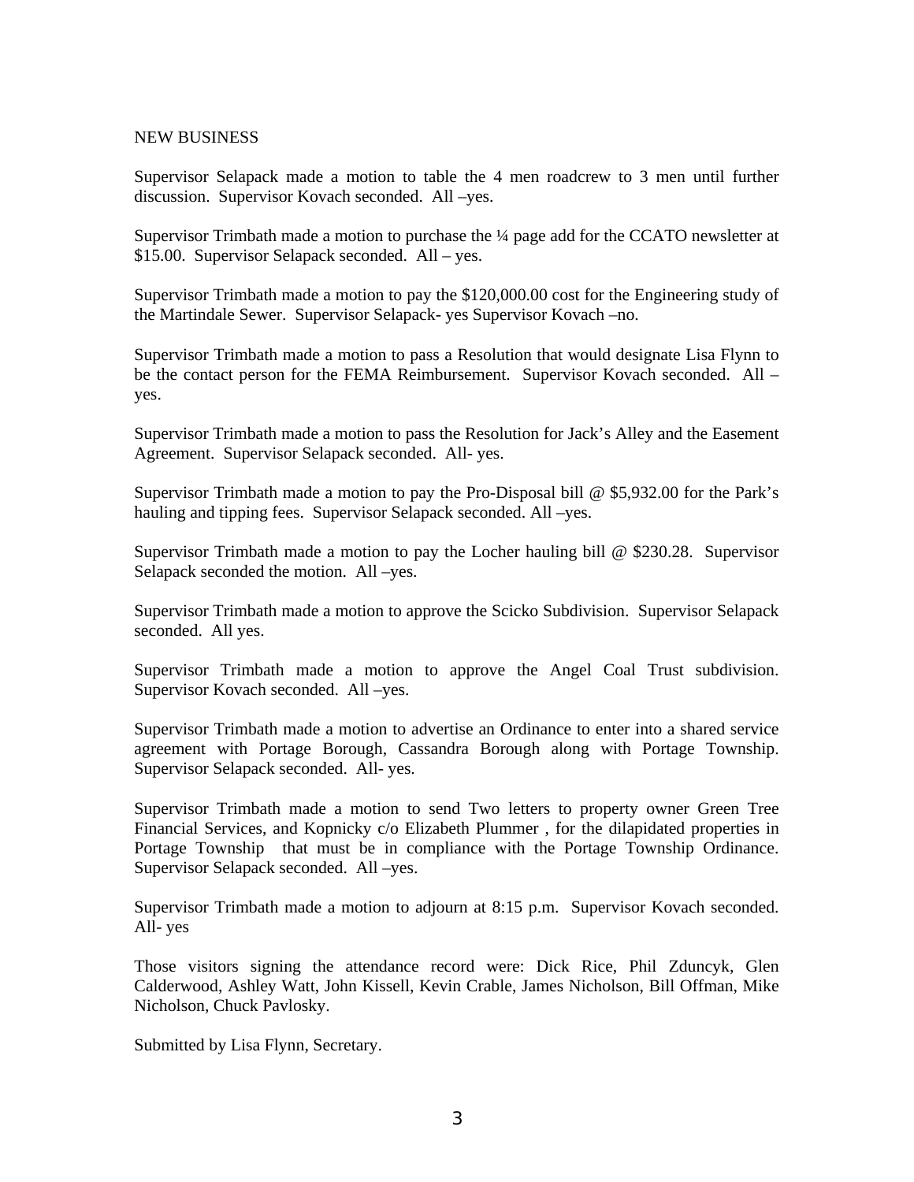NEW BUSINESS

Supervisor Selapack made a motion to table the 4 men roadcrew to 3 men until further discussion. Supervisor Kovach seconded. All –yes.

Supervisor Trimbath made a motion to purchase the ¼ page add for the CCATO newsletter at $15.00. Supervisor Selapack seconded. All – yes.

Supervisor Trimbath made a motion to pay the $120,000.00 cost for the Engineering study of the Martindale Sewer. Supervisor Selapack- yes Supervisor Kovach –no.

Supervisor Trimbath made a motion to pass a Resolution that would designate Lisa Flynn to be the contact person for the FEMA Reimbursement. Supervisor Kovach seconded. All – yes.

Supervisor Trimbath made a motion to pass the Resolution for Jack's Alley and the Easement Agreement. Supervisor Selapack seconded. All- yes.

Supervisor Trimbath made a motion to pay the Pro-Disposal bill @ $5,932.00 for the Park's hauling and tipping fees. Supervisor Selapack seconded. All –yes.

Supervisor Trimbath made a motion to pay the Locher hauling bill @ $230.28. Supervisor Selapack seconded the motion. All –yes.

Supervisor Trimbath made a motion to approve the Scicko Subdivision. Supervisor Selapack seconded. All yes.

Supervisor Trimbath made a motion to approve the Angel Coal Trust subdivision. Supervisor Kovach seconded. All –yes.

Supervisor Trimbath made a motion to advertise an Ordinance to enter into a shared service agreement with Portage Borough, Cassandra Borough along with Portage Township. Supervisor Selapack seconded. All- yes.

Supervisor Trimbath made a motion to send Two letters to property owner Green Tree Financial Services, and Kopnicky c/o Elizabeth Plummer , for the dilapidated properties in Portage Township that must be in compliance with the Portage Township Ordinance. Supervisor Selapack seconded. All –yes.

Supervisor Trimbath made a motion to adjourn at 8:15 p.m. Supervisor Kovach seconded. All- yes

Those visitors signing the attendance record were: Dick Rice, Phil Zduncyk, Glen Calderwood, Ashley Watt, John Kissell, Kevin Crable, James Nicholson, Bill Offman, Mike Nicholson, Chuck Pavlosky.

Submitted by Lisa Flynn, Secretary.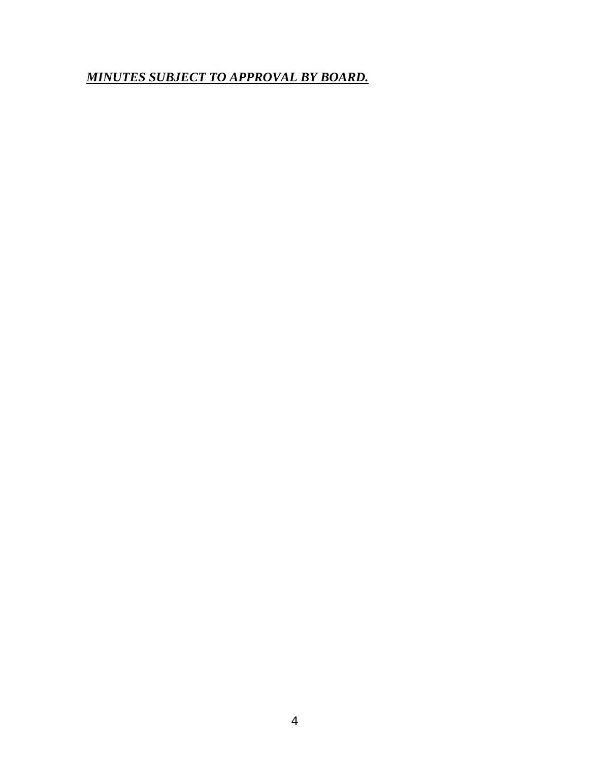***<u>MINUTES SUBJECT TO APPROVAL BY BOARD.</u>***